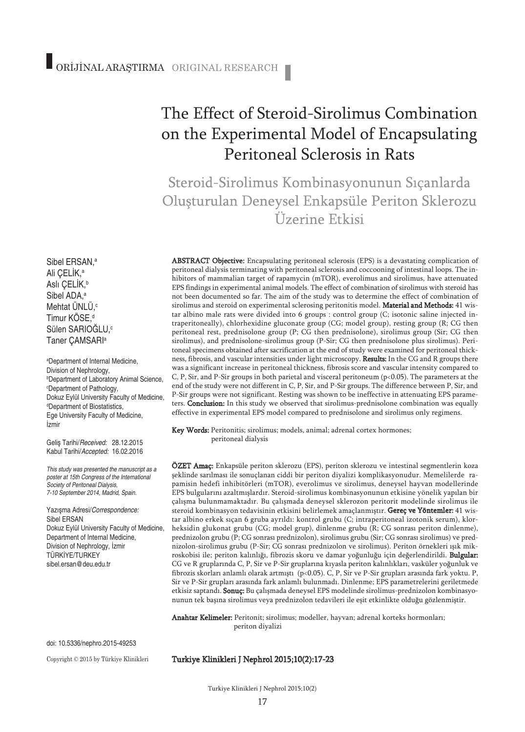ORİJİNAL ARAŞTIRMA ORIGINAL RESEARCH

# The Effect of Steroid-Sirolimus Combination on the Experimental Model of Encapsulating Peritoneal Sclerosis in Rats

## Steroid-Sirolimus Kombinasyonunun Sıçanlarda Oluşturulan Deneysel Enkapsüle Periton Sklerozu Üzerine Etkisi

Sibel ERSAN,[a]
Ali ÇELİK,[a]
Aslı ÇELİK,[b]
Sibel ADA,[a]
Mehtat ÜNLÜ,[c]
Timur KÖSE,[d]
Sülen SARIOĞLU,[c]
Taner ÇAMSARI[a]

[a]Department of Internal Medicine, Division of Nephrology,
[b]Department of Laboratory Animal Science,
[c]Department of Pathology, Dokuz Eylül University Faculty of Medicine,
[d]Department of Biostatistics, Ege University Faculty of Medicine, İzmir

Geliş Tarihi/*Received:* 28.12.2015
Kabul Tarihi/*Accepted:* 16.02.2016

*This study was presented the manuscript as a poster at 15th Congress of the International Society of Peritoneal Dialysis, 7-10 September 2014, Madrid, Spain.*

Yazışma Adresi/*Correspondence:*
Sibel ERSAN
Dokuz Eylül University Faculty of Medicine, Department of Internal Medicine, Division of Nephrology, İzmir
TÜRKİYE/TURKEY
sibel.ersan@deu.edu.tr

**ABSTRACT Objective:** Encapsulating peritoneal sclerosis (EPS) is a devastating complication of peritoneal dialysis terminating with peritoneal sclerosis and coccooning of intestinal loops. The inhibitors of mammalian target of rapamycin (mTOR), everolimus and sirolimus, have attenuated EPS findings in experimental animal models. The effect of combination of sirolimus with steroid has not been documented so far. The aim of the study was to determine the effect of combination of sirolimus and steroid on experimental sclerosing peritonitis model. **Material and Methods:** 41 wistar albino male rats were divided into 6 groups : control group (C; isotonic saline injected intraperitoneally), chlorhexidine gluconate group (CG; model group), resting group (R; CG then peritoneal rest, prednisolone group (P; CG then prednisolone), sirolimus group (Sir; CG then sirolimus), and prednisolone-sirolimus group (P-Sir; CG then prednisolone plus sirolimus). Peritoneal specimens obtained after sacrification at the end of study were examined for peritoneal thickness, fibrosis, and vascular intensities under light microscopy. **Results:** In the CG and R groups there was a significant increase in peritoneal thickness, fibrosis score and vascular intensity compared to C, P, Sir, and P-Sir groups in both parietal and visceral peritoneum ($p<0.05$). The parameters at the end of the study were not different in C, P, Sir, and P-Sir groups. The difference between P, Sir, and P-Sir groups were not significant. Resting was shown to be ineffective in attenuating EPS parameters. **Conclusion:** In this study we observed that sirolimus-prednisolone combination was equally effective in experimental EPS model compared to prednisolone and sirolimus only regimens.

**Key Words:** Peritonitis; sirolimus; models, animal; adrenal cortex hormones; peritoneal dialysis

**ÖZET Amaç:** Enkapsüle periton sklerozu (EPS), periton sklerozu ve intestinal segmentlerin koza şeklinde sarılması ile sonuçlanan ciddi bir periton diyalizi komplikasyonudur. Memelilerde rapamisin hedefi inhibitörleri (mTOR), everolimus ve sirolimus, deneysel hayvan modellerinde EPS bulgularını azaltmışlardır. Steroid-sirolimus kombinasyonunun etkisine yönelik yapılan bir çalışma bulunmamaktadır. Bu çalışmada deneysel sklerozon peritorit modelinde sirolimus ile steroid kombinasyon tedavisinin etkisini belirlemek amaçlanmıştır. **Gereç ve Yöntemler:** 41 wistar albino erkek sıçan 6 gruba ayrıldı: kontrol grubu (C; intraperitoneal izotonik serum), klorheksidin glukonat grubu (CG; model grup), dinlenme grubu (R; CG sonrası periton dinlenme), prednizolon grubu (P; CG sonrası prednizolon), sirolimus grubu (Sir; CG sonrası sirolimus) ve prednizolon-sirolimus grubu (P-Sir; CG sonrası prednizolon ve sirolimus). Periton örnekleri ışık mikroskobisi ile; periton kalınlığı, fibrozis skoru ve damar yoğunluğu için değerlendirildi. **Bulgular:** CG ve R gruplarında C, P, Sir ve P-Sir gruplarına kıyasla periton kalınlıkları, vasküler yoğunluk ve fibrozis skorları anlamlı olarak artmıştı ($p<0.05$). C, P, Sir ve P-Sir grupları arasında fark yoktu. P, Sir ve P-Sir grupları arasında fark anlamlı bulunmadı. Dinlenme; EPS parametrelerini geriletmede etkisiz saptandı. **Sonuç:** Bu çalışmada deneysel EPS modelinde sirolimus-prednizolon kombinasyonunun tek başına sirolimus veya prednizolon tedavileri ile eşit etkinlikte olduğu gözlenmiştir.

**Anahtar Kelimeler:** Peritonit; sirolimus; modeller, hayvan; adrenal korteks hormonları; periton diyalizi

doi: 10.5336/nephro.2015-49253

Copyright © 2015 by Türkiye Klinikleri

**Turkiye Klinikleri J Nephrol 2015;10(2):17-23**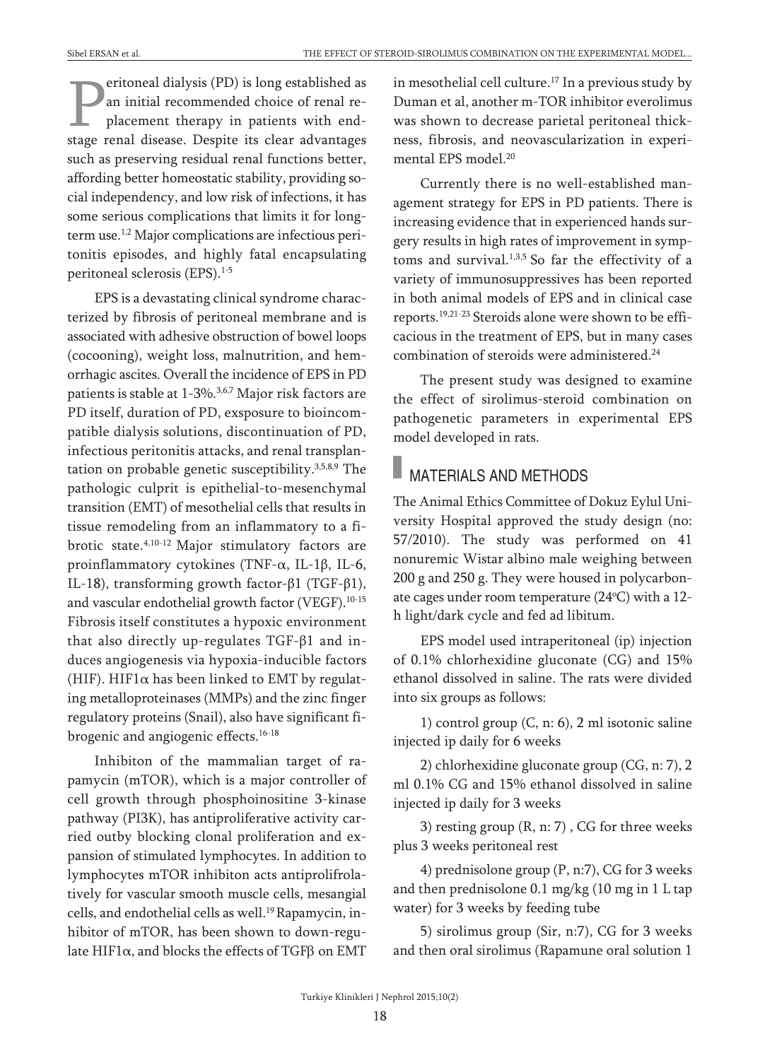Peritoneal dialysis (PD) is long established as an initial recommended choice of renal replacement therapy in patients with end-stage renal disease. Despite its clear advantages such as preserving residual renal functions better, affording better homeostatic stability, providing social independency, and low risk of infections, it has some serious complications that limits it for long-term use.[1,2] Major complications are infectious peritonitis episodes, and highly fatal encapsulating peritoneal sclerosis (EPS).[1-5]

EPS is a devastating clinical syndrome characterized by fibrosis of peritoneal membrane and is associated with adhesive obstruction of bowel loops (cocooning), weight loss, malnutrition, and hemorrhagic ascites. Overall the incidence of EPS in PD patients is stable at 1-3%.[3,6,7] Major risk factors are PD itself, duration of PD, exsposure to bioincompatible dialysis solutions, discontinuation of PD, infectious peritonitis attacks, and renal transplantation on probable genetic susceptibility.[3,5,8,9] The pathologic culprit is epithelial-to-mesenchymal transition (EMT) of mesothelial cells that results in tissue remodeling from an inflammatory to a fibrotic state.[4,10-12] Major stimulatory factors are proinflammatory cytokines (TNF-$\alpha$, IL-1$\beta$, IL-6, IL-18), transforming growth factor-$\beta$1 (TGF-$\beta$1), and vascular endothelial growth factor (VEGF).[10-15] Fibrosis itself constitutes a hypoxic environment that also directly up-regulates TGF-$\beta$1 and induces angiogenesis via hypoxia-inducible factors (HIF). HIF1$\alpha$ has been linked to EMT by regulating metalloproteinases (MMPs) and the zinc finger regulatory proteins (Snail), also have significant fibrogenic and angiogenic effects.[16-18]

Inhibiton of the mammalian target of rapamycin (mTOR), which is a major controller of cell growth through phosphoinositine 3-kinase pathway (PI3K), has antiproliferative activity carried outby blocking clonal proliferation and expansion of stimulated lymphocytes. In addition to lymphocytes mTOR inhibiton acts antiprolifrolatively for vascular smooth muscle cells, mesangial cells, and endothelial cells as well.[19] Rapamycin, inhibitor of mTOR, has been shown to down-regulate HIF1$\alpha$, and blocks the effects of TGF$\beta$ on EMT in mesothelial cell culture.[17] In a previous study by Duman et al, another m-TOR inhibitor everolimus was shown to decrease parietal peritoneal thickness, fibrosis, and neovascularization in experimental EPS model.[20]

Currently there is no well-established management strategy for EPS in PD patients. There is increasing evidence that in experienced hands surgery results in high rates of improvement in symptoms and survival.[1,3,5] So far the effectivity of a variety of immunosuppressives has been reported in both animal models of EPS and in clinical case reports.[19,21-23] Steroids alone were shown to be efficacious in the treatment of EPS, but in many cases combination of steroids were administered.[24]

The present study was designed to examine the effect of sirolimus-steroid combination on pathogenetic parameters in experimental EPS model developed in rats.

## MATERIALS AND METHODS

The Animal Ethics Committee of Dokuz Eylul University Hospital approved the study design (no: 57/2010). The study was performed on 41 nonuremic Wistar albino male weighing between 200 g and 250 g. They were housed in polycarbonate cages under room temperature (24ºC) with a 12-h light/dark cycle and fed ad libitum.

EPS model used intraperitoneal (ip) injection of 0.1% chlorhexidine gluconate (CG) and 15% ethanol dissolved in saline. The rats were divided into six groups as follows:

1) control group (C, n: 6), 2 ml isotonic saline injected ip daily for 6 weeks

2) chlorhexidine gluconate group (CG, n: 7), 2 ml 0.1% CG and 15% ethanol dissolved in saline injected ip daily for 3 weeks

3) resting group (R, n: 7) , CG for three weeks plus 3 weeks peritoneal rest

4) prednisolone group (P, n:7), CG for 3 weeks and then prednisolone 0.1 mg/kg (10 mg in 1 L tap water) for 3 weeks by feeding tube

5) sirolimus group (Sir, n:7), CG for 3 weeks and then oral sirolimus (Rapamune oral solution 1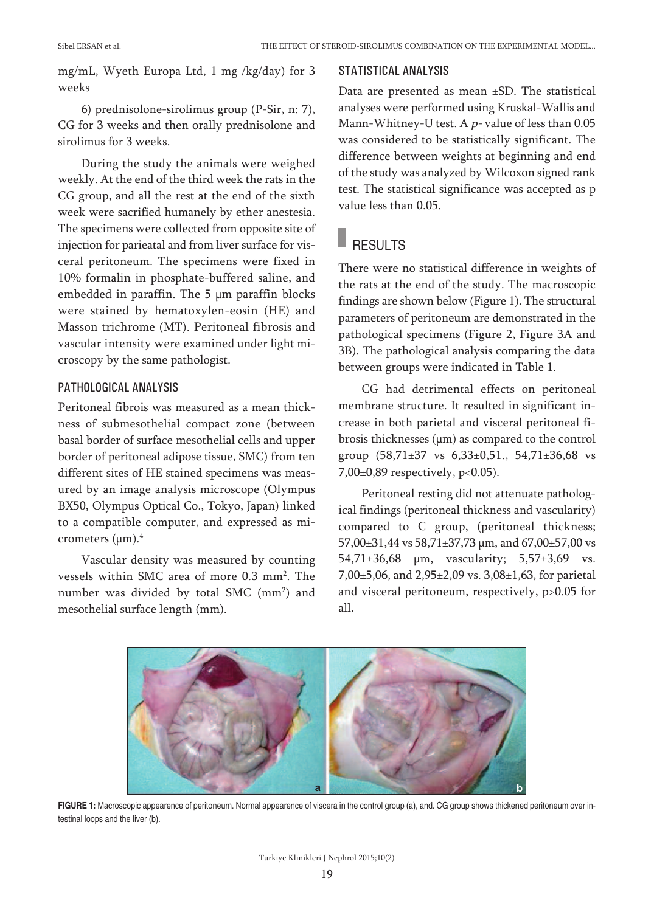mg/mL, Wyeth Europa Ltd, 1 mg /kg/day) for 3 weeks

6) prednisolone-sirolimus group (P-Sir, n: 7), CG for 3 weeks and then orally prednisolone and sirolimus for 3 weeks.

During the study the animals were weighed weekly. At the end of the third week the rats in the CG group, and all the rest at the end of the sixth week were sacrified humanely by ether anestesia. The specimens were collected from opposite site of injection for parieatal and from liver surface for visceral peritoneum. The specimens were fixed in 10% formalin in phosphate-buffered saline, and embedded in paraffin. The 5 μm paraffin blocks were stained by hematoxylen-eosin (HE) and Masson trichrome (MT). Peritoneal fibrosis and vascular intensity were examined under light microscopy by the same pathologist.

### PATHOLOGICAL ANALYSIS

Peritoneal fibrois was measured as a mean thickness of submesothelial compact zone (between basal border of surface mesothelial cells and upper border of peritoneal adipose tissue, SMC) from ten different sites of HE stained specimens was measured by an image analysis microscope (Olympus BX50, Olympus Optical Co., Tokyo, Japan) linked to a compatible computer, and expressed as micrometers (μm).[4]

Vascular density was measured by counting vessels within SMC area of more 0.3 mm$^2$. The number was divided by total SMC (mm$^2$) and mesothelial surface length (mm).

### STATISTICAL ANALYSIS

Data are presented as mean ±SD. The statistical analyses were performed using Kruskal-Wallis and Mann-Whitney-U test. A *p*- value of less than 0.05 was considered to be statistically significant. The difference between weights at beginning and end of the study was analyzed by Wilcoxon signed rank test. The statistical significance was accepted as p value less than 0.05.

## RESULTS

There were no statistical difference in weights of the rats at the end of the study. The macroscopic findings are shown below (Figure 1). The structural parameters of peritoneum are demonstrated in the pathological specimens (Figure 2, Figure 3A and 3B). The pathological analysis comparing the data between groups were indicated in Table 1.

CG had detrimental effects on peritoneal membrane structure. It resulted in significant increase in both parietal and visceral peritoneal fibrosis thicknesses (μm) as compared to the control group (58,71±37 vs 6,33±0,51., 54,71±36,68 vs 7,00±0,89 respectively, $p<0.05$).

Peritoneal resting did not attenuate pathological findings (peritoneal thickness and vascularity) compared to C group, (peritoneal thickness; 57,00±31,44 vs 58,71±37,73 μm, and 67,00±57,00 vs 54,71±36,68 μm, vascularity; 5,57±3,69 vs. 7,00±5,06, and 2,95±2,09 vs. 3,08±1,63, for parietal and visceral peritoneum, respectively, $p>0.05$ for all.

**FIGURE 1:** Macroscopic appearence of peritoneum. Normal appearence of viscera in the control group (a), and. CG group shows thickened peritoneum over intestinal loops and the liver (b).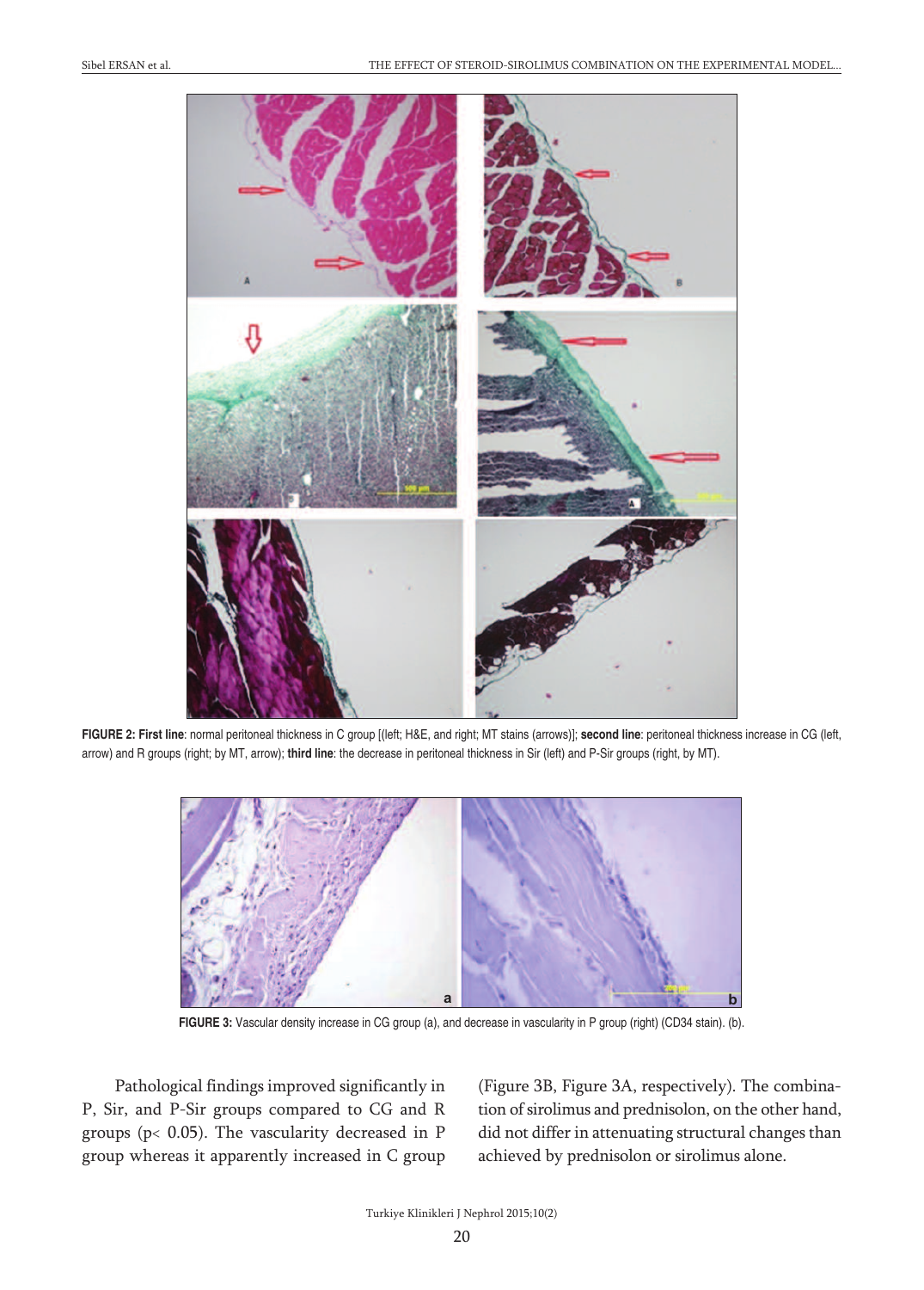**FIGURE 2: First line**: normal peritoneal thickness in C group [(left; H&E, and right; MT stains (arrows)]; **second line**: peritoneal thickness increase in CG (left, arrow) and R groups (right; by MT, arrow); **third line**: the decrease in peritoneal thickness in Sir (left) and P-Sir groups (right, by MT).

**FIGURE 3:** Vascular density increase in CG group (a), and decrease in vascularity in P group (right) (CD34 stain). (b).

Pathological findings improved significantly in P, Sir, and P-Sir groups compared to CG and R groups ($p < 0.05$). The vascularity decreased in P group whereas it apparently increased in C group (Figure 3B, Figure 3A, respectively). The combination of sirolimus and prednisolon, on the other hand, did not differ in attenuating structural changes than achieved by prednisolon or sirolimus alone.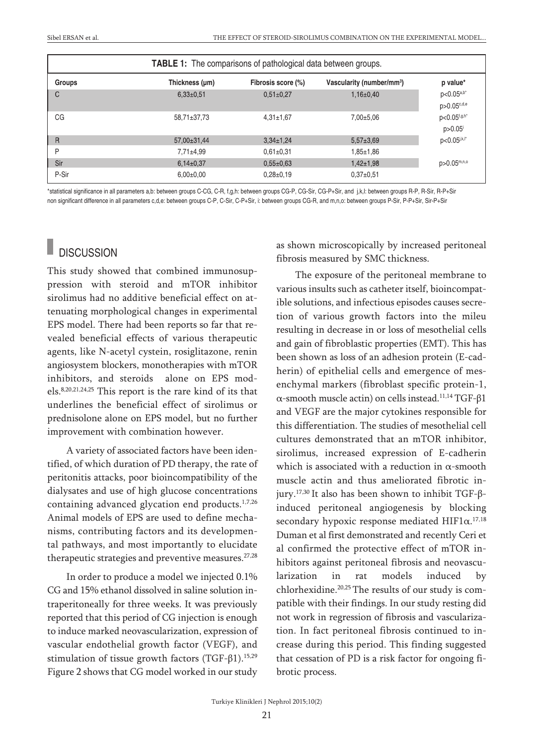**TABLE 1:** The comparisons of pathological data between groups.

| Groups | Thickness (μm) | Fibrosis score (%) | Vascularity (number/mm$^3$) | p value* |
|---|---|---|---|---|
| C | 6,33±0,51 | 0,51±0,27 | 1,16±0,40 | $p<0.05^{a,b^*}$ $p>0.05^{c,d,e}$ |
| CG | 58,71±37,73 | 4,31±1,67 | 7,00±5,06 | $p<0.05^{f,g,h^*}$ $p>0.05^{i}$ |
| R | 57,00±31,44 | 3,34±1,24 | 5,57±3,69 | $p<0.05^{j,k,l^*}$ |
| P | 7,71±4,99 | 0,61±0,31 | 1,85±1,86 | |
| Sir | 6,14±0,37 | 0,55±0,63 | 1,42±1,98 | $p>0.05^{m,n,o}$ |
| P-Sir | 6,00±0,00 | 0,28±0,19 | 0,37±0,51 | |

*statistical significance in all parameters a,b: between groups C-CG, C-R, f,g,h: between groups CG-P, CG-Sir, CG-P+Sir, and j,k,l: between groups R-P, R-Sir, R-P+Sir
non significant difference in all parameters c,d,e: between groups C-P, C-Sir, C-P+Sir, i: between groups CG-R, and m,n,o: between groups P-Sir, P-P+Sir, Sir-P+Sir

## DISCUSSION

This study showed that combined immunosuppression with steroid and mTOR inhibitor sirolimus had no additive beneficial effect on attenuating morphological changes in experimental EPS model. There had been reports so far that revealed beneficial effects of various therapeutic agents, like N-acetyl cystein, rosiglitazone, renin angiosystem blockers, monotherapies with mTOR inhibitors, and steroids alone on EPS models.[8,20,21,24,25] This report is the rare kind of its that underlines the beneficial effect of sirolimus or prednisolone alone on EPS model, but no further improvement with combination however.

A variety of associated factors have been identified, of which duration of PD therapy, the rate of peritonitis attacks, poor bioincompatibility of the dialysates and use of high glucose concentrations containing advanced glycation end products.[1,7,26] Animal models of EPS are used to define mechanisms, contributing factors and its developmental pathways, and most importantly to elucidate therapeutic strategies and preventive measures.[27,28]

In order to produce a model we injected 0.1% CG and 15% ethanol dissolved in saline solution intraperitoneally for three weeks. It was previously reported that this period of CG injection is enough to induce marked neovascularization, expression of vascular endothelial growth factor (VEGF), and stimulation of tissue growth factors (TGF-β1).[15,29] Figure 2 shows that CG model worked in our study as shown microscopically by increased peritoneal fibrosis measured by SMC thickness.

The exposure of the peritoneal membrane to various insults such as catheter itself, bioincompatible solutions, and infectious episodes causes secretion of various growth factors into the mileu resulting in decrease in or loss of mesothelial cells and gain of fibroblastic properties (EMT). This has been shown as loss of an adhesion protein (E-cadherin) of epithelial cells and emergence of mesenchymal markers (fibroblast specific protein-1, α-smooth muscle actin) on cells instead.[11,14] TGF-β1 and VEGF are the major cytokines responsible for this differentiation. The studies of mesothelial cell cultures demonstrated that an mTOR inhibitor, sirolimus, increased expression of E-cadherin which is associated with a reduction in α-smooth muscle actin and thus ameliorated fibrotic injury.[17,30] It also has been shown to inhibit TGF-β-induced peritoneal angiogenesis by blocking secondary hypoxic response mediated HIF1α.[17,18] Duman et al first demonstrated and recently Ceri et al confirmed the protective effect of mTOR inhibitors against peritoneal fibrosis and neovascularization in rat models induced by chlorhexidine.[20,25] The results of our study is compatible with their findings. In our study resting did not work in regression of fibrosis and vascularization. In fact peritoneal fibrosis continued to increase during this period. This finding suggested that cessation of PD is a risk factor for ongoing fibrotic process.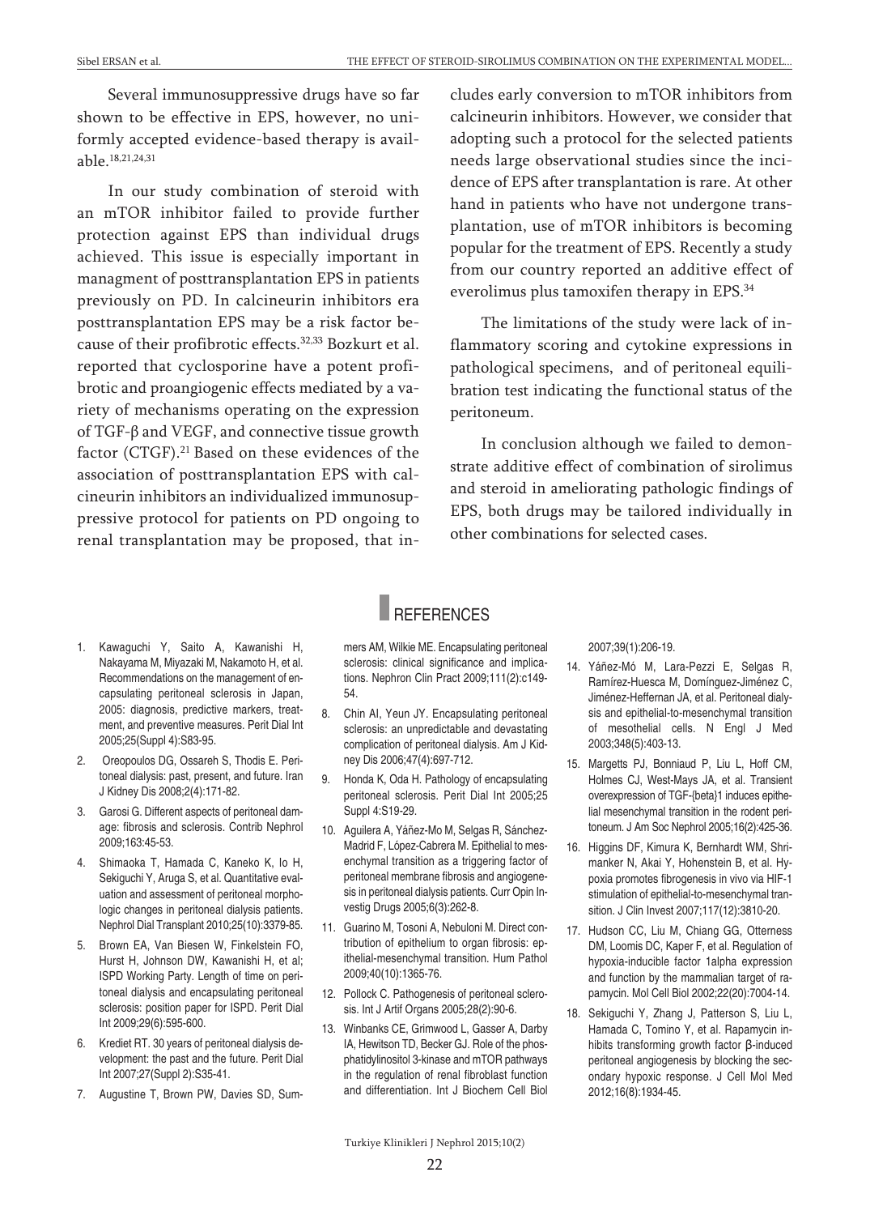Several immunosuppressive drugs have so far shown to be effective in EPS, however, no uniformly accepted evidence-based therapy is available.[18,21,24,31]

In our study combination of steroid with an mTOR inhibitor failed to provide further protection against EPS than individual drugs achieved. This issue is especially important in managment of posttransplantation EPS in patients previously on PD. In calcineurin inhibitors era posttransplantation EPS may be a risk factor because of their profibrotic effects.[32,33] Bozkurt et al. reported that cyclosporine have a potent profibrotic and proangiogenic effects mediated by a variety of mechanisms operating on the expression of TGF-β and VEGF, and connective tissue growth factor (CTGF).[21] Based on these evidences of the association of posttransplantation EPS with calcineurin inhibitors an individualized immunosuppressive protocol for patients on PD ongoing to renal transplantation may be proposed, that includes early conversion to mTOR inhibitors from calcineurin inhibitors. However, we consider that adopting such a protocol for the selected patients needs large observational studies since the incidence of EPS after transplantation is rare. At other hand in patients who have not undergone transplantation, use of mTOR inhibitors is becoming popular for the treatment of EPS. Recently a study from our country reported an additive effect of everolimus plus tamoxifen therapy in EPS.[34]

The limitations of the study were lack of inflammatory scoring and cytokine expressions in pathological specimens, and of peritoneal equilibration test indicating the functional status of the peritoneum.

In conclusion although we failed to demonstrate additive effect of combination of sirolimus and steroid in ameliorating pathologic findings of EPS, both drugs may be tailored individually in other combinations for selected cases.

## REFERENCES

1. Kawaguchi Y, Saito A, Kawanishi H, Nakayama M, Miyazaki M, Nakamoto H, et al. Recommendations on the management of encapsulating peritoneal sclerosis in Japan, 2005: diagnosis, predictive markers, treatment, and preventive measures. Perit Dial Int 2005;25(Suppl 4):S83-95.
2. Oreopoulos DG, Ossareh S, Thodis E. Peritoneal dialysis: past, present, and future. Iran J Kidney Dis 2008;2(4):171-82.
3. Garosi G. Different aspects of peritoneal damage: fibrosis and sclerosis. Contrib Nephrol 2009;163:45-53.
4. Shimaoka T, Hamada C, Kaneko K, Io H, Sekiguchi Y, Aruga S, et al. Quantitative evaluation and assessment of peritoneal morphologic changes in peritoneal dialysis patients. Nephrol Dial Transplant 2010;25(10):3379-85.
5. Brown EA, Van Biesen W, Finkelstein FO, Hurst H, Johnson DW, Kawanishi H, et al; ISPD Working Party. Length of time on peritoneal dialysis and encapsulating peritoneal sclerosis: position paper for ISPD. Perit Dial Int 2009;29(6):595-600.
6. Krediet RT. 30 years of peritoneal dialysis development: the past and the future. Perit Dial Int 2007;27(Suppl 2):S35-41.
7. Augustine T, Brown PW, Davies SD, Summers AM, Wilkie ME. Encapsulating peritoneal sclerosis: clinical significance and implications. Nephron Clin Pract 2009;111(2):c149-54.
8. Chin AI, Yeun JY. Encapsulating peritoneal sclerosis: an unpredictable and devastating complication of peritoneal dialysis. Am J Kidney Dis 2006;47(4):697-712.
9. Honda K, Oda H. Pathology of encapsulating peritoneal sclerosis. Perit Dial Int 2005;25 Suppl 4:S19-29.
10. Aguilera A, Yáñez-Mo M, Selgas R, Sánchez-Madrid F, López-Cabrera M. Epithelial to mesenchymal transition as a triggering factor of peritoneal membrane fibrosis and angiogenesis in peritoneal dialysis patients. Curr Opin Investig Drugs 2005;6(3):262-8.
11. Guarino M, Tosoni A, Nebuloni M. Direct contribution of epithelium to organ fibrosis: epithelial-mesenchymal transition. Hum Pathol 2009;40(10):1365-76.
12. Pollock C. Pathogenesis of peritoneal sclerosis. Int J Artif Organs 2005;28(2):90-6.
13. Winbanks CE, Grimwood L, Gasser A, Darby IA, Hewitson TD, Becker GJ. Role of the phosphatidylinositol 3-kinase and mTOR pathways in the regulation of renal fibroblast function and differentiation. Int J Biochem Cell Biol 2007;39(1):206-19.
14. Yáñez-Mó M, Lara-Pezzi E, Selgas R, Ramírez-Huesca M, Domínguez-Jiménez C, Jiménez-Heffernan JA, et al. Peritoneal dialysis and epithelial-to-mesenchymal transition of mesothelial cells. N Engl J Med 2003;348(5):403-13.
15. Margetts PJ, Bonniaud P, Liu L, Hoff CM, Holmes CJ, West-Mays JA, et al. Transient overexpression of TGF-{beta}1 induces epithelial mesenchymal transition in the rodent peritoneum. J Am Soc Nephrol 2005;16(2):425-36.
16. Higgins DF, Kimura K, Bernhardt WM, Shrimanker N, Akai Y, Hohenstein B, et al. Hypoxia promotes fibrogenesis in vivo via HIF-1 stimulation of epithelial-to-mesenchymal transition. J Clin Invest 2007;117(12):3810-20.
17. Hudson CC, Liu M, Chiang GG, Otterness DM, Loomis DC, Kaper F, et al. Regulation of hypoxia-inducible factor 1alpha expression and function by the mammalian target of rapamycin. Mol Cell Biol 2002;22(20):7004-14.
18. Sekiguchi Y, Zhang J, Patterson S, Liu L, Hamada C, Tomino Y, et al. Rapamycin inhibits transforming growth factor β-induced peritoneal angiogenesis by blocking the secondary hypoxic response. J Cell Mol Med 2012;16(8):1934-45.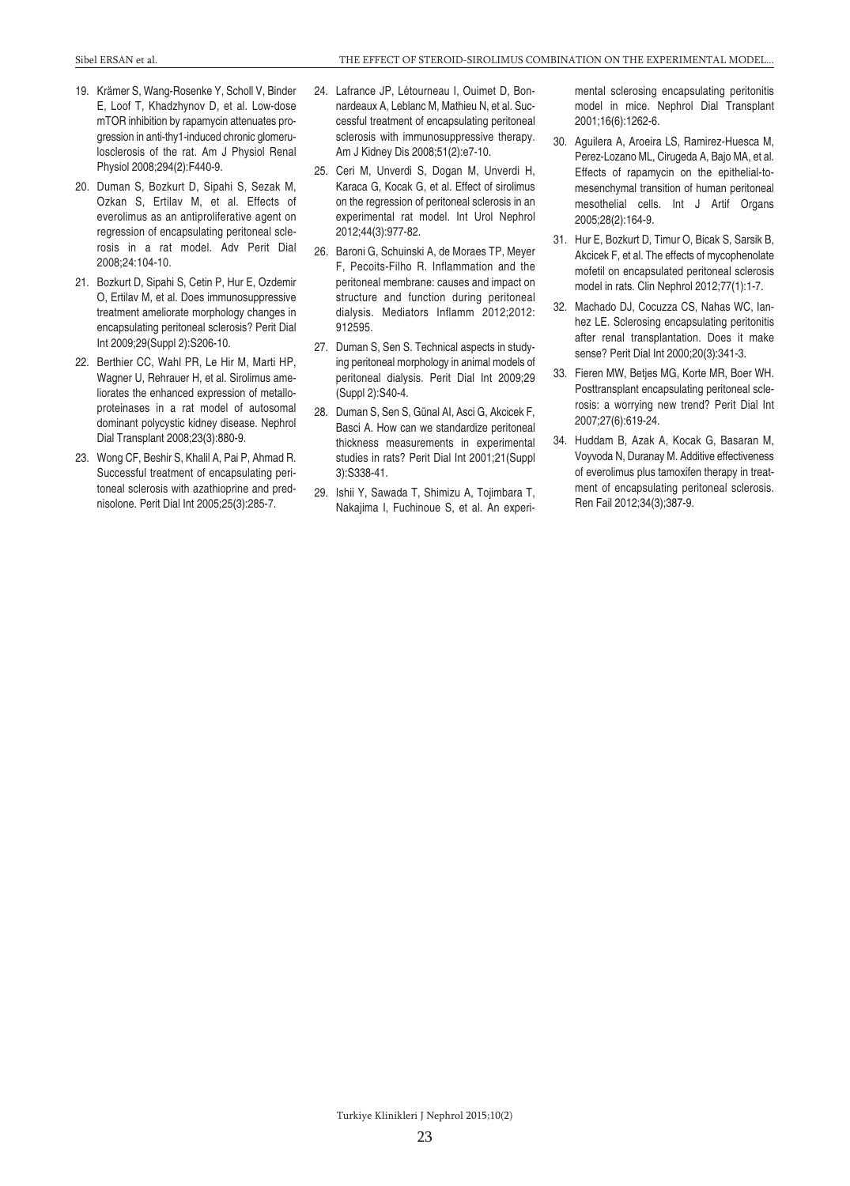19. Krämer S, Wang-Rosenke Y, Scholl V, Binder E, Loof T, Khadzhynov D, et al. Low-dose mTOR inhibition by rapamycin attenuates progression in anti-thy1-induced chronic glomerulosclerosis of the rat. Am J Physiol Renal Physiol 2008;294(2):F440-9.

20. Duman S, Bozkurt D, Sipahi S, Sezak M, Ozkan S, Ertilav M, et al. Effects of everolimus as an antiproliferative agent on regression of encapsulating peritoneal sclerosis in a rat model. Adv Perit Dial 2008;24:104-10.

21. Bozkurt D, Sipahi S, Cetin P, Hur E, Ozdemir O, Ertilav M, et al. Does immunosuppressive treatment ameliorate morphology changes in encapsulating peritoneal sclerosis? Perit Dial Int 2009;29(Suppl 2):S206-10.

22. Berthier CC, Wahl PR, Le Hir M, Marti HP, Wagner U, Rehrauer H, et al. Sirolimus ameliorates the enhanced expression of metalloproteinases in a rat model of autosomal dominant polycystic kidney disease. Nephrol Dial Transplant 2008;23(3):880-9.

23. Wong CF, Beshir S, Khalil A, Pai P, Ahmad R. Successful treatment of encapsulating peritoneal sclerosis with azathioprine and prednisolone. Perit Dial Int 2005;25(3):285-7.

24. Lafrance JP, Létourneau I, Ouimet D, Bonnardeaux A, Leblanc M, Mathieu N, et al. Successful treatment of encapsulating peritoneal sclerosis with immunosuppressive therapy. Am J Kidney Dis 2008;51(2):e7-10.

25. Ceri M, Unverdi S, Dogan M, Unverdi H, Karaca G, Kocak G, et al. Effect of sirolimus on the regression of peritoneal sclerosis in an experimental rat model. Int Urol Nephrol 2012;44(3):977-82.

26. Baroni G, Schuinski A, de Moraes TP, Meyer F, Pecoits-Filho R. Inflammation and the peritoneal membrane: causes and impact on structure and function during peritoneal dialysis. Mediators Inflamm 2012;2012: 912595.

27. Duman S, Sen S. Technical aspects in studying peritoneal morphology in animal models of peritoneal dialysis. Perit Dial Int 2009;29 (Suppl 2):S40-4.

28. Duman S, Sen S, Günal AI, Asci G, Akcicek F, Basci A. How can we standardize peritoneal thickness measurements in experimental studies in rats? Perit Dial Int 2001;21(Suppl 3):S338-41.

29. Ishii Y, Sawada T, Shimizu A, Tojimbara T, Nakajima I, Fuchinoue S, et al. An experimental sclerosing encapsulating peritonitis model in mice. Nephrol Dial Transplant 2001;16(6):1262-6.

30. Aguilera A, Aroeira LS, Ramirez-Huesca M, Perez-Lozano ML, Cirugeda A, Bajo MA, et al. Effects of rapamycin on the epithelial-to-mesenchymal transition of human peritoneal mesothelial cells. Int J Artif Organs 2005;28(2):164-9.

31. Hur E, Bozkurt D, Timur O, Bicak S, Sarsik B, Akcicek F, et al. The effects of mycophenolate mofetil on encapsulated peritoneal sclerosis model in rats. Clin Nephrol 2012;77(1):1-7.

32. Machado DJ, Cocuzza CS, Nahas WC, Ianhez LE. Sclerosing encapsulating peritonitis after renal transplantation. Does it make sense? Perit Dial Int 2000;20(3):341-3.

33. Fieren MW, Betjes MG, Korte MR, Boer WH. Posttransplant encapsulating peritoneal sclerosis: a worrying new trend? Perit Dial Int 2007;27(6):619-24.

34. Huddam B, Azak A, Kocak G, Basaran M, Voyvoda N, Duranay M. Additive effectiveness of everolimus plus tamoxifen therapy in treatment of encapsulating peritoneal sclerosis. Ren Fail 2012;34(3);387-9.